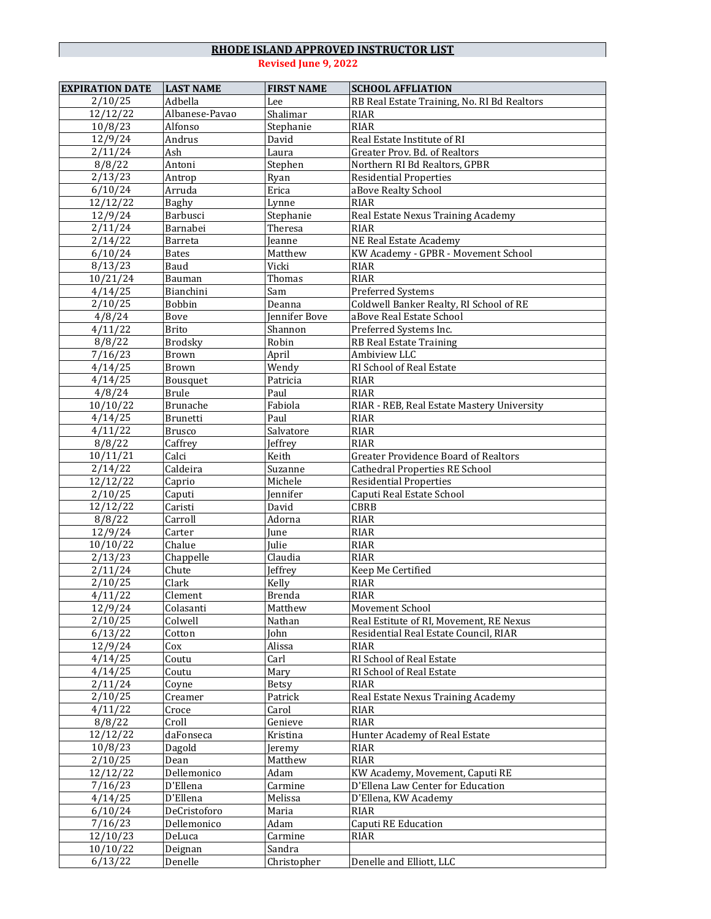## RHODE ISLAND APPROVED INSTRUCTOR LIST

**Revised June 9, 2022**

| EXPIRATION DATE | LAST NAME | FIRST NAME | SCHOOL AFFLIATION |
|---|---|---|---|
| 2/10/25 | Adbella | Lee | RB Real Estate Training, No. RI Bd Realtors |
| 12/12/22 | Albanese-Pavao | Shalimar | RIAR |
| 10/8/23 | Alfonso | Stephanie | RIAR |
| 12/9/24 | Andrus | David | Real Estate Institute of RI |
| 2/11/24 | Ash | Laura | Greater Prov. Bd. of Realtors |
| 8/8/22 | Antoni | Stephen | Northern RI Bd Realtors, GPBR |
| 2/13/23 | Antrop | Ryan | Residential Properties |
| 6/10/24 | Arruda | Erica | aBove Realty School |
| 12/12/22 | Baghy | Lynne | RIAR |
| 12/9/24 | Barbusci | Stephanie | Real Estate Nexus Training Academy |
| 2/11/24 | Barnabei | Theresa | RIAR |
| 2/14/22 | Barreta | Jeanne | NE Real Estate Academy |
| 6/10/24 | Bates | Matthew | KW Academy - GPBR - Movement School |
| 8/13/23 | Baud | Vicki | RIAR |
| 10/21/24 | Bauman | Thomas | RIAR |
| 4/14/25 | Bianchini | Sam | Preferred Systems |
| 2/10/25 | Bobbin | Deanna | Coldwell Banker Realty, RI School of RE |
| 4/8/24 | Bove | Jennifer Bove | aBove Real Estate School |
| 4/11/22 | Brito | Shannon | Preferred Systems Inc. |
| 8/8/22 | Brodsky | Robin | RB Real Estate Training |
| 7/16/23 | Brown | April | Ambiview LLC |
| 4/14/25 | Brown | Wendy | RI School of Real Estate |
| 4/14/25 | Bousquet | Patricia | RIAR |
| 4/8/24 | Brule | Paul | RIAR |
| 10/10/22 | Brunache | Fabiola | RIAR - REB, Real Estate Mastery University |
| 4/14/25 | Brunetti | Paul | RIAR |
| 4/11/22 | Brusco | Salvatore | RIAR |
| 8/8/22 | Caffrey | Jeffrey | RIAR |
| 10/11/21 | Calci | Keith | Greater Providence Board of Realtors |
| 2/14/22 | Caldeira | Suzanne | Cathedral Properties RE School |
| 12/12/22 | Caprio | Michele | Residential Properties |
| 2/10/25 | Caputi | Jennifer | Caputi Real Estate School |
| 12/12/22 | Caristi | David | CBRB |
| 8/8/22 | Carroll | Adorna | RIAR |
| 12/9/24 | Carter | June | RIAR |
| 10/10/22 | Chalue | Julie | RIAR |
| 2/13/23 | Chappelle | Claudia | RIAR |
| 2/11/24 | Chute | Jeffrey | Keep Me Certified |
| 2/10/25 | Clark | Kelly | RIAR |
| 4/11/22 | Clement | Brenda | RIAR |
| 12/9/24 | Colasanti | Matthew | Movement School |
| 2/10/25 | Colwell | Nathan | Real Estitute of RI, Movement, RE Nexus |
| 6/13/22 | Cotton | John | Residential Real Estate Council, RIAR |
| 12/9/24 | Cox | Alissa | RIAR |
| 4/14/25 | Coutu | Carl | RI School of Real Estate |
| 4/14/25 | Coutu | Mary | RI School of Real Estate |
| 2/11/24 | Coyne | Betsy | RIAR |
| 2/10/25 | Creamer | Patrick | Real Estate Nexus Training Academy |
| 4/11/22 | Croce | Carol | RIAR |
| 8/8/22 | Croll | Genieve | RIAR |
| 12/12/22 | daFonseca | Kristina | Hunter Academy of Real Estate |
| 10/8/23 | Dagold | Jeremy | RIAR |
| 2/10/25 | Dean | Matthew | RIAR |
| 12/12/22 | Dellemonico | Adam | KW Academy, Movement, Caputi RE |
| 7/16/23 | D'Ellena | Carmine | D'Ellena Law Center for Education |
| 4/14/25 | D'Ellena | Melissa | D'Ellena, KW Academy |
| 6/10/24 | DeCristoforo | Maria | RIAR |
| 7/16/23 | Dellemonico | Adam | Caputi RE Education |
| 12/10/23 | DeLuca | Carmine | RIAR |
| 10/10/22 | Deignan | Sandra | |
| 6/13/22 | Denelle | Christopher | Denelle and Elliott, LLC |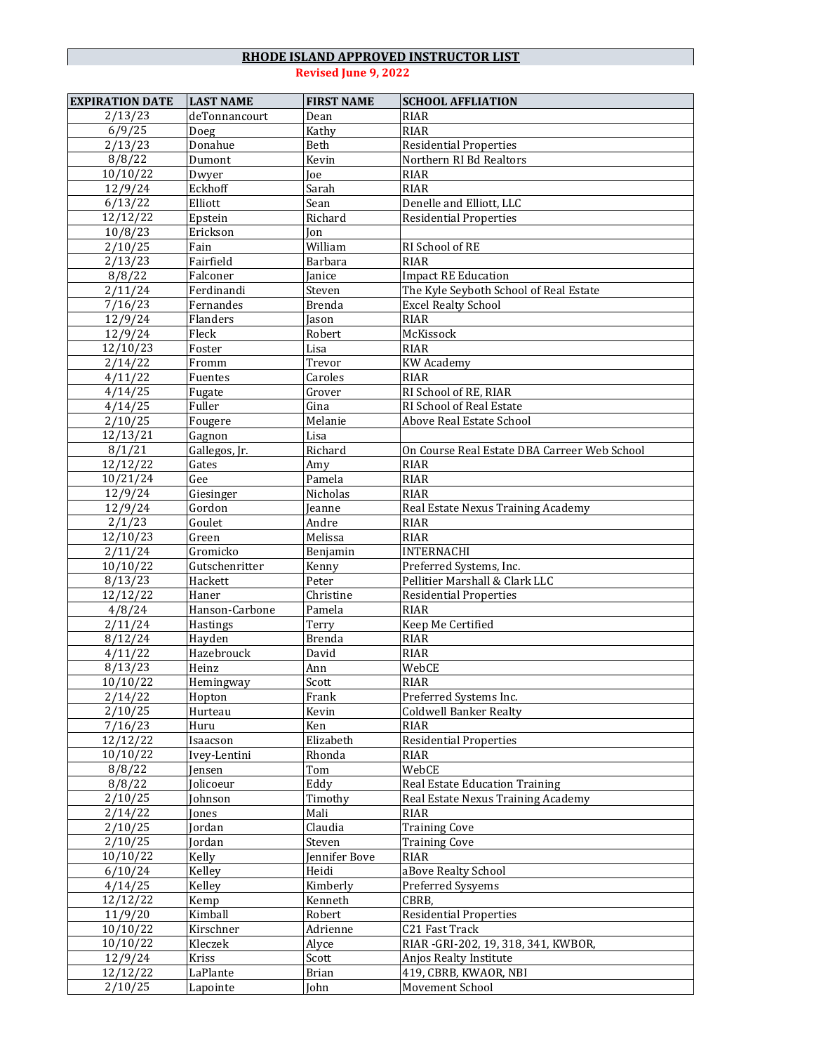# RHODE ISLAND APPROVED INSTRUCTOR LIST

**Revised June 9, 2022**

| EXPIRATION DATE | LAST NAME | FIRST NAME | SCHOOL AFFLIATION |
|---|---|---|---|
| 2/13/23 | deTonnancourt | Dean | RIAR |
| 6/9/25 | Doeg | Kathy | RIAR |
| 2/13/23 | Donahue | Beth | Residential Properties |
| 8/8/22 | Dumont | Kevin | Northern RI Bd Realtors |
| 10/10/22 | Dwyer | Joe | RIAR |
| 12/9/24 | Eckhoff | Sarah | RIAR |
| 6/13/22 | Elliott | Sean | Denelle and Elliott, LLC |
| 12/12/22 | Epstein | Richard | Residential Properties |
| 10/8/23 | Erickson | Jon | |
| 2/10/25 | Fain | William | RI School of RE |
| 2/13/23 | Fairfield | Barbara | RIAR |
| 8/8/22 | Falconer | Janice | Impact RE Education |
| 2/11/24 | Ferdinandi | Steven | The Kyle Seyboth School of Real Estate |
| 7/16/23 | Fernandes | Brenda | Excel Realty School |
| 12/9/24 | Flanders | Jason | RIAR |
| 12/9/24 | Fleck | Robert | McKissock |
| 12/10/23 | Foster | Lisa | RIAR |
| 2/14/22 | Fromm | Trevor | KW Academy |
| 4/11/22 | Fuentes | Caroles | RIAR |
| 4/14/25 | Fugate | Grover | RI School of RE, RIAR |
| 4/14/25 | Fuller | Gina | RI School of Real Estate |
| 2/10/25 | Fougere | Melanie | Above Real Estate School |
| 12/13/21 | Gagnon | Lisa | |
| 8/1/21 | Gallegos, Jr. | Richard | On Course Real Estate DBA Carreer Web School |
| 12/12/22 | Gates | Amy | RIAR |
| 10/21/24 | Gee | Pamela | RIAR |
| 12/9/24 | Giesinger | Nicholas | RIAR |
| 12/9/24 | Gordon | Jeanne | Real Estate Nexus Training Academy |
| 2/1/23 | Goulet | Andre | RIAR |
| 12/10/23 | Green | Melissa | RIAR |
| 2/11/24 | Gromicko | Benjamin | INTERNACHI |
| 10/10/22 | Gutschenritter | Kenny | Preferred Systems, Inc. |
| 8/13/23 | Hackett | Peter | Pellitier Marshall & Clark LLC |
| 12/12/22 | Haner | Christine | Residential Properties |
| 4/8/24 | Hanson-Carbone | Pamela | RIAR |
| 2/11/24 | Hastings | Terry | Keep Me Certified |
| 8/12/24 | Hayden | Brenda | RIAR |
| 4/11/22 | Hazebrouck | David | RIAR |
| 8/13/23 | Heinz | Ann | WebCE |
| 10/10/22 | Hemingway | Scott | RIAR |
| 2/14/22 | Hopton | Frank | Preferred Systems Inc. |
| 2/10/25 | Hurteau | Kevin | Coldwell Banker Realty |
| 7/16/23 | Huru | Ken | RIAR |
| 12/12/22 | Isaacson | Elizabeth | Residential Properties |
| 10/10/22 | Ivey-Lentini | Rhonda | RIAR |
| 8/8/22 | Jensen | Tom | WebCE |
| 8/8/22 | Jolicoeur | Eddy | Real Estate Education Training |
| 2/10/25 | Johnson | Timothy | Real Estate Nexus Training Academy |
| 2/14/22 | Jones | Mali | RIAR |
| 2/10/25 | Jordan | Claudia | Training Cove |
| 2/10/25 | Jordan | Steven | Training Cove |
| 10/10/22 | Kelly | Jennifer Bove | RIAR |
| 6/10/24 | Kelley | Heidi | aBove Realty School |
| 4/14/25 | Kelley | Kimberly | Preferred Sysyems |
| 12/12/22 | Kemp | Kenneth | CBRB, |
| 11/9/20 | Kimball | Robert | Residential Properties |
| 10/10/22 | Kirschner | Adrienne | C21 Fast Track |
| 10/10/22 | Kleczek | Alyce | RIAR -GRI-202, 19, 318, 341, KWBOR, |
| 12/9/24 | Kriss | Scott | Anjos Realty Institute |
| 12/12/22 | LaPlante | Brian | 419, CBRB, KWAOR, NBI |
| 2/10/25 | Lapointe | John | Movement School |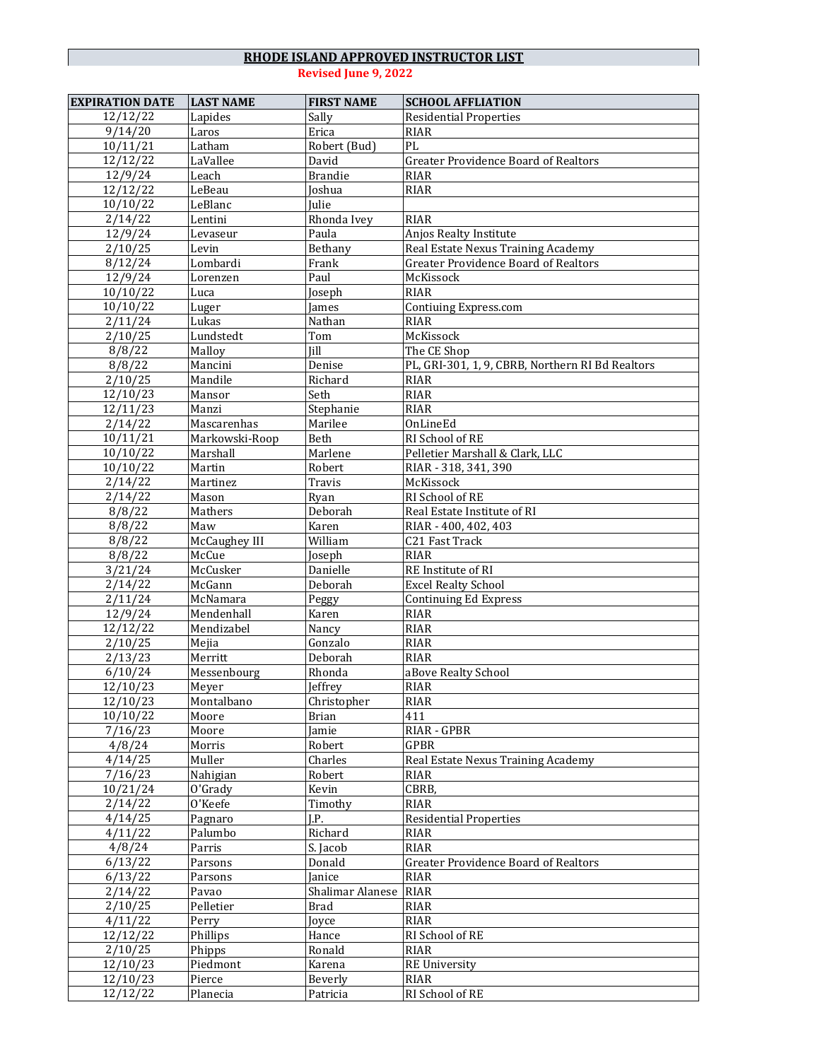## RHODE ISLAND APPROVED INSTRUCTOR LIST

**Revised June 9, 2022**

| EXPIRATION DATE | LAST NAME | FIRST NAME | SCHOOL AFFLIATION |
|---|---|---|---|
| 12/12/22 | Lapides | Sally | Residential Properties |
| 9/14/20 | Laros | Erica | RIAR |
| 10/11/21 | Latham | Robert (Bud) | PL |
| 12/12/22 | LaVallee | David | Greater Providence Board of Realtors |
| 12/9/24 | Leach | Brandie | RIAR |
| 12/12/22 | LeBeau | Joshua | RIAR |
| 10/10/22 | LeBlanc | Julie | |
| 2/14/22 | Lentini | Rhonda Ivey | RIAR |
| 12/9/24 | Levaseur | Paula | Anjos Realty Institute |
| 2/10/25 | Levin | Bethany | Real Estate Nexus Training Academy |
| 8/12/24 | Lombardi | Frank | Greater Providence Board of Realtors |
| 12/9/24 | Lorenzen | Paul | McKissock |
| 10/10/22 | Luca | Joseph | RIAR |
| 10/10/22 | Luger | James | Contiuing Express.com |
| 2/11/24 | Lukas | Nathan | RIAR |
| 2/10/25 | Lundstedt | Tom | McKissock |
| 8/8/22 | Malloy | Jill | The CE Shop |
| 8/8/22 | Mancini | Denise | PL, GRI-301, 1, 9, CBRB, Northern RI Bd Realtors |
| 2/10/25 | Mandile | Richard | RIAR |
| 12/10/23 | Mansor | Seth | RIAR |
| 12/11/23 | Manzi | Stephanie | RIAR |
| 2/14/22 | Mascarenhas | Marilee | OnLineEd |
| 10/11/21 | Markowski-Roop | Beth | RI School of RE |
| 10/10/22 | Marshall | Marlene | Pelletier Marshall & Clark, LLC |
| 10/10/22 | Martin | Robert | RIAR - 318, 341, 390 |
| 2/14/22 | Martinez | Travis | McKissock |
| 2/14/22 | Mason | Ryan | RI School of RE |
| 8/8/22 | Mathers | Deborah | Real Estate Institute of RI |
| 8/8/22 | Maw | Karen | RIAR - 400, 402, 403 |
| 8/8/22 | McCaughey III | William | C21 Fast Track |
| 8/8/22 | McCue | Joseph | RIAR |
| 3/21/24 | McCusker | Danielle | RE Institute of RI |
| 2/14/22 | McGann | Deborah | Excel Realty School |
| 2/11/24 | McNamara | Peggy | Continuing Ed Express |
| 12/9/24 | Mendenhall | Karen | RIAR |
| 12/12/22 | Mendizabel | Nancy | RIAR |
| 2/10/25 | Mejia | Gonzalo | RIAR |
| 2/13/23 | Merritt | Deborah | RIAR |
| 6/10/24 | Messenbourg | Rhonda | aBove Realty School |
| 12/10/23 | Meyer | Jeffrey | RIAR |
| 12/10/23 | Montalbano | Christopher | RIAR |
| 10/10/22 | Moore | Brian | 411 |
| 7/16/23 | Moore | Jamie | RIAR - GPBR |
| 4/8/24 | Morris | Robert | GPBR |
| 4/14/25 | Muller | Charles | Real Estate Nexus Training Academy |
| 7/16/23 | Nahigian | Robert | RIAR |
| 10/21/24 | O'Grady | Kevin | CBRB, |
| 2/14/22 | O'Keefe | Timothy | RIAR |
| 4/14/25 | Pagnaro | J.P. | Residential Properties |
| 4/11/22 | Palumbo | Richard | RIAR |
| 4/8/24 | Parris | S. Jacob | RIAR |
| 6/13/22 | Parsons | Donald | Greater Providence Board of Realtors |
| 6/13/22 | Parsons | Janice | RIAR |
| 2/14/22 | Pavao | Shalimar Alanese | RIAR |
| 2/10/25 | Pelletier | Brad | RIAR |
| 4/11/22 | Perry | Joyce | RIAR |
| 12/12/22 | Phillips | Hance | RI School of RE |
| 2/10/25 | Phipps | Ronald | RIAR |
| 12/10/23 | Piedmont | Karena | RE University |
| 12/10/23 | Pierce | Beverly | RIAR |
| 12/12/22 | Planecia | Patricia | RI School of RE |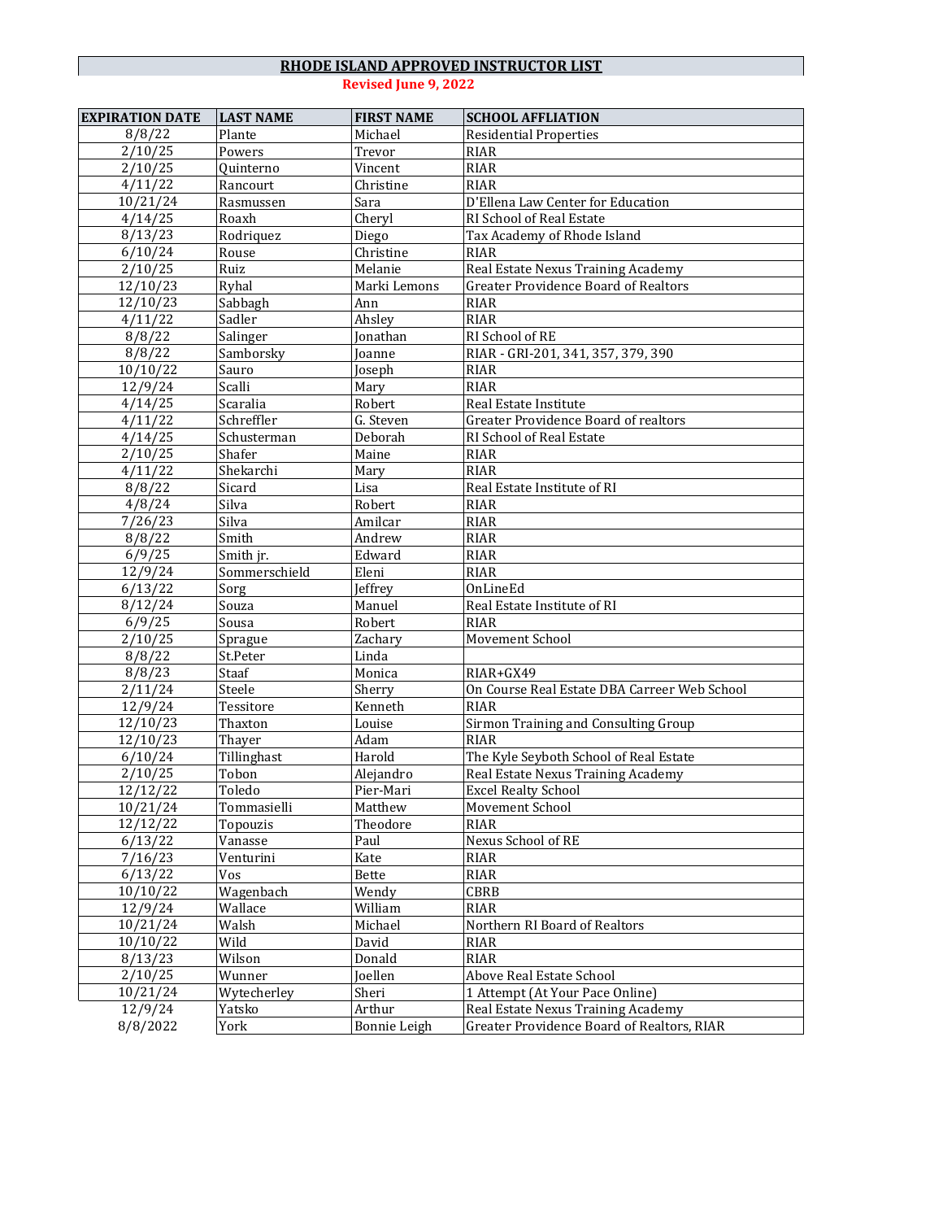## RHODE ISLAND APPROVED INSTRUCTOR LIST

**Revised June 9, 2022**

| EXPIRATION DATE | LAST NAME | FIRST NAME | SCHOOL AFFLIATION |
|---|---|---|---|
| 8/8/22 | Plante | Michael | Residential Properties |
| 2/10/25 | Powers | Trevor | RIAR |
| 2/10/25 | Quinterno | Vincent | RIAR |
| 4/11/22 | Rancourt | Christine | RIAR |
| 10/21/24 | Rasmussen | Sara | D'Ellena Law Center for Education |
| 4/14/25 | Roaxh | Cheryl | RI School of Real Estate |
| 8/13/23 | Rodriquez | Diego | Tax Academy of Rhode Island |
| 6/10/24 | Rouse | Christine | RIAR |
| 2/10/25 | Ruiz | Melanie | Real Estate Nexus Training Academy |
| 12/10/23 | Ryhal | Marki Lemons | Greater Providence Board of Realtors |
| 12/10/23 | Sabbagh | Ann | RIAR |
| 4/11/22 | Sadler | Ahsley | RIAR |
| 8/8/22 | Salinger | Jonathan | RI School of RE |
| 8/8/22 | Samborsky | Joanne | RIAR - GRI-201, 341, 357, 379, 390 |
| 10/10/22 | Sauro | Joseph | RIAR |
| 12/9/24 | Scalli | Mary | RIAR |
| 4/14/25 | Scaralia | Robert | Real Estate Institute |
| 4/11/22 | Schreffler | G. Steven | Greater Providence Board of realtors |
| 4/14/25 | Schusterman | Deborah | RI School of Real Estate |
| 2/10/25 | Shafer | Maine | RIAR |
| 4/11/22 | Shekarchi | Mary | RIAR |
| 8/8/22 | Sicard | Lisa | Real Estate Institute of RI |
| 4/8/24 | Silva | Robert | RIAR |
| 7/26/23 | Silva | Amilcar | RIAR |
| 8/8/22 | Smith | Andrew | RIAR |
| 6/9/25 | Smith jr. | Edward | RIAR |
| 12/9/24 | Sommerschield | Eleni | RIAR |
| 6/13/22 | Sorg | Jeffrey | OnLineEd |
| 8/12/24 | Souza | Manuel | Real Estate Institute of RI |
| 6/9/25 | Sousa | Robert | RIAR |
| 2/10/25 | Sprague | Zachary | Movement School |
| 8/8/22 | St.Peter | Linda | |
| 8/8/23 | Staaf | Monica | RIAR+GX49 |
| 2/11/24 | Steele | Sherry | On Course Real Estate DBA Carreer Web School |
| 12/9/24 | Tessitore | Kenneth | RIAR |
| 12/10/23 | Thaxton | Louise | Sirmon Training and Consulting Group |
| 12/10/23 | Thayer | Adam | RIAR |
| 6/10/24 | Tillinghast | Harold | The Kyle Seyboth School of Real Estate |
| 2/10/25 | Tobon | Alejandro | Real Estate Nexus Training Academy |
| 12/12/22 | Toledo | Pier-Mari | Excel Realty School |
| 10/21/24 | Tommasielli | Matthew | Movement School |
| 12/12/22 | Topouzis | Theodore | RIAR |
| 6/13/22 | Vanasse | Paul | Nexus School of RE |
| 7/16/23 | Venturini | Kate | RIAR |
| 6/13/22 | Vos | Bette | RIAR |
| 10/10/22 | Wagenbach | Wendy | CBRB |
| 12/9/24 | Wallace | William | RIAR |
| 10/21/24 | Walsh | Michael | Northern RI Board of Realtors |
| 10/10/22 | Wild | David | RIAR |
| 8/13/23 | Wilson | Donald | RIAR |
| 2/10/25 | Wunner | Joellen | Above Real Estate School |
| 10/21/24 | Wytecherley | Sheri | 1 Attempt (At Your Pace Online) |
| 12/9/24 | Yatsko | Arthur | Real Estate Nexus Training Academy |
| 8/8/2022 | York | Bonnie Leigh | Greater Providence Board of Realtors, RIAR |